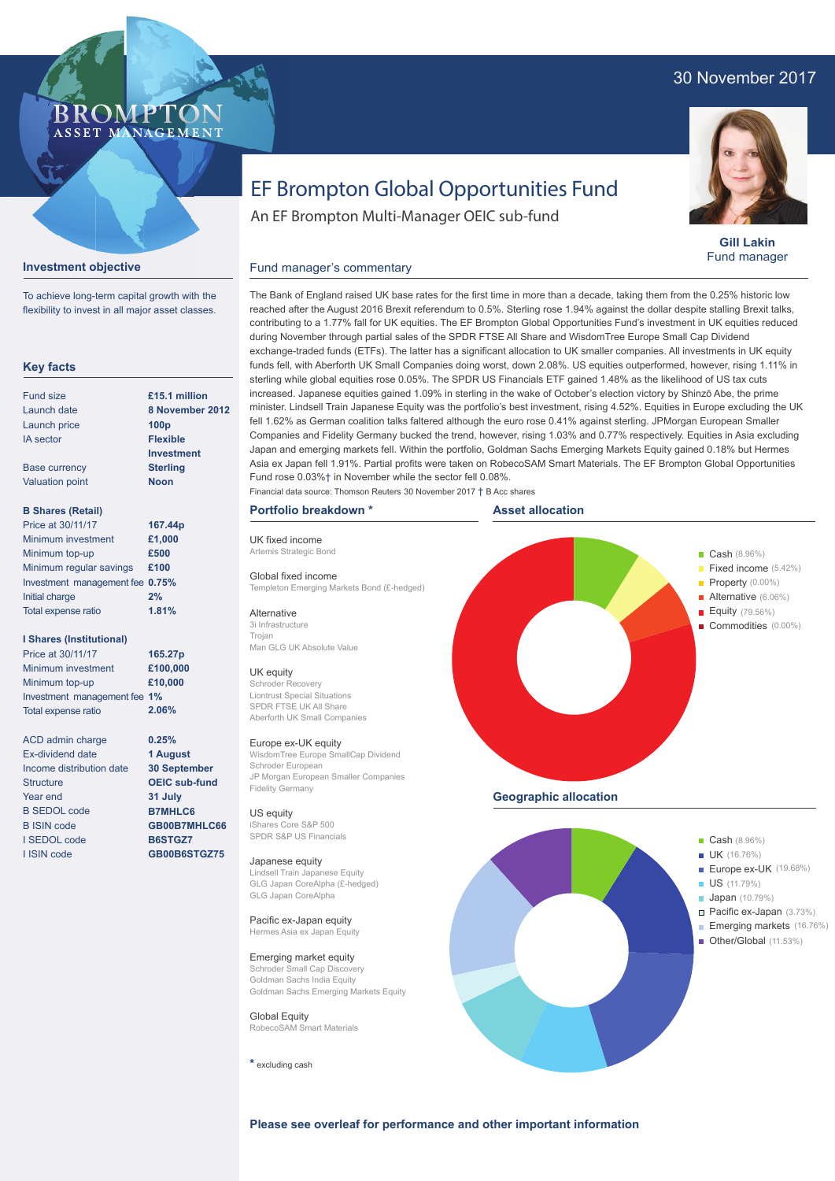30 November 2017

BROMPTON ASSET MANAGEMENT

# EF Brompton Global Opportunities Fund

An EF Brompton Multi-Manager OEIC sub-fund

**Gill Lakin**
Fund manager

## Investment objective

To achieve long-term capital growth with the flexibility to invest in all major asset classes.

## Key facts

| | |
|---|---|
| Fund size | **£15.1 million** |
| Launch date | **8 November 2012** |
| Launch price | **100p** |
| IA sector | **Flexible Investment** |
| Base currency | **Sterling** |
| Valuation point | **Noon** |

**B Shares (Retail)**

| | |
|---|---|
| Price at 30/11/17 | **167.44p** |
| Minimum investment | **£1,000** |
| Minimum top-up | **£500** |
| Minimum regular savings | **£100** |
| Investment management fee | **0.75%** |
| Initial charge | **2%** |
| Total expense ratio | **1.81%** |

**I Shares (Institutional)**

| | |
|---|---|
| Price at 30/11/17 | **165.27p** |
| Minimum investment | **£100,000** |
| Minimum top-up | **£10,000** |
| Investment management fee | **1%** |
| Total expense ratio | **2.06%** |

| | |
|---|---|
| ACD admin charge | **0.25%** |
| Ex-dividend date | **1 August** |
| Income distribution date | **30 September** |
| Structure | **OEIC sub-fund** |
| Year end | **31 July** |
| B SEDOL code | **B7MHLC6** |
| B ISIN code | **GB00B7MHLC66** |
| I SEDOL code | **B6STGZ7** |
| I ISIN code | **GB00B6STGZ75** |

## Fund manager's commentary

The Bank of England raised UK base rates for the first time in more than a decade, taking them from the 0.25% historic low reached after the August 2016 Brexit referendum to 0.5%. Sterling rose 1.94% against the dollar despite stalling Brexit talks, contributing to a 1.77% fall for UK equities. The EF Brompton Global Opportunities Fund's investment in UK equities reduced during November through partial sales of the SPDR FTSE All Share and WisdomTree Europe Small Cap Dividend exchange-traded funds (ETFs). The latter has a significant allocation to UK smaller companies. All investments in UK equity funds fell, with Aberforth UK Small Companies doing worst, down 2.08%. US equities outperformed, however, rising 1.11% in sterling while global equities rose 0.05%. The SPDR US Financials ETF gained 1.48% as the likelihood of US tax cuts increased. Japanese equities gained 1.09% in sterling in the wake of October's election victory by Shinzō Abe, the prime minister. Lindsell Train Japanese Equity was the portfolio's best investment, rising 4.52%. Equities in Europe excluding the UK fell 1.62% as German coalition talks faltered although the euro rose 0.41% against sterling. JPMorgan European Smaller Companies and Fidelity Germany bucked the trend, however, rising 1.03% and 0.77% respectively. Equities in Asia excluding Japan and emerging markets fell. Within the portfolio, Goldman Sachs Emerging Markets Equity gained 0.18% but Hermes Asia ex Japan fell 1.91%. Partial profits were taken on RobecoSAM Smart Materials. The EF Brompton Global Opportunities Fund rose 0.03%† in November while the sector fell 0.08%.

Financial data source: Thomson Reuters 30 November 2017 † B Acc shares

## Portfolio breakdown *

**UK fixed income**
Artemis Strategic Bond

**Global fixed income**
Templeton Emerging Markets Bond (£-hedged)

**Alternative**
3i Infrastructure
Trojan
Man GLG UK Absolute Value

**UK equity**
Schroder Recovery
Liontrust Special Situations
SPDR FTSE UK All Share
Aberforth UK Small Companies

**Europe ex-UK equity**
WisdomTree Europe SmallCap Dividend
Schroder European
JP Morgan European Smaller Companies
Fidelity Germany

**US equity**
iShares Core S&P 500
SPDR S&P US Financials

**Japanese equity**
Lindsell Train Japanese Equity
GLG Japan CoreAlpha (£-hedged)
GLG Japan CoreAlpha

**Pacific ex-Japan equity**
Hermes Asia ex Japan Equity

**Emerging market equity**
Schroder Small Cap Discovery
Goldman Sachs India Equity
Goldman Sachs Emerging Markets Equity

**Global Equity**
RobecoSAM Smart Materials

* excluding cash

## Asset allocation

- Cash (8.96%)
- Fixed income (5.42%)
- Property (0.00%)
- Alternative (6.06%)
- Equity (79.56%)
- Commodities (0.00%)

## Geographic allocation

- Cash (8.96%)
- UK (16.76%)
- Europe ex-UK (19.68%)
- US (11.79%)
- Japan (10.79%)
- Pacific ex-Japan (3.73%)
- Emerging markets (16.76%)
- Other/Global (11.53%)

**Please see overleaf for performance and other important information**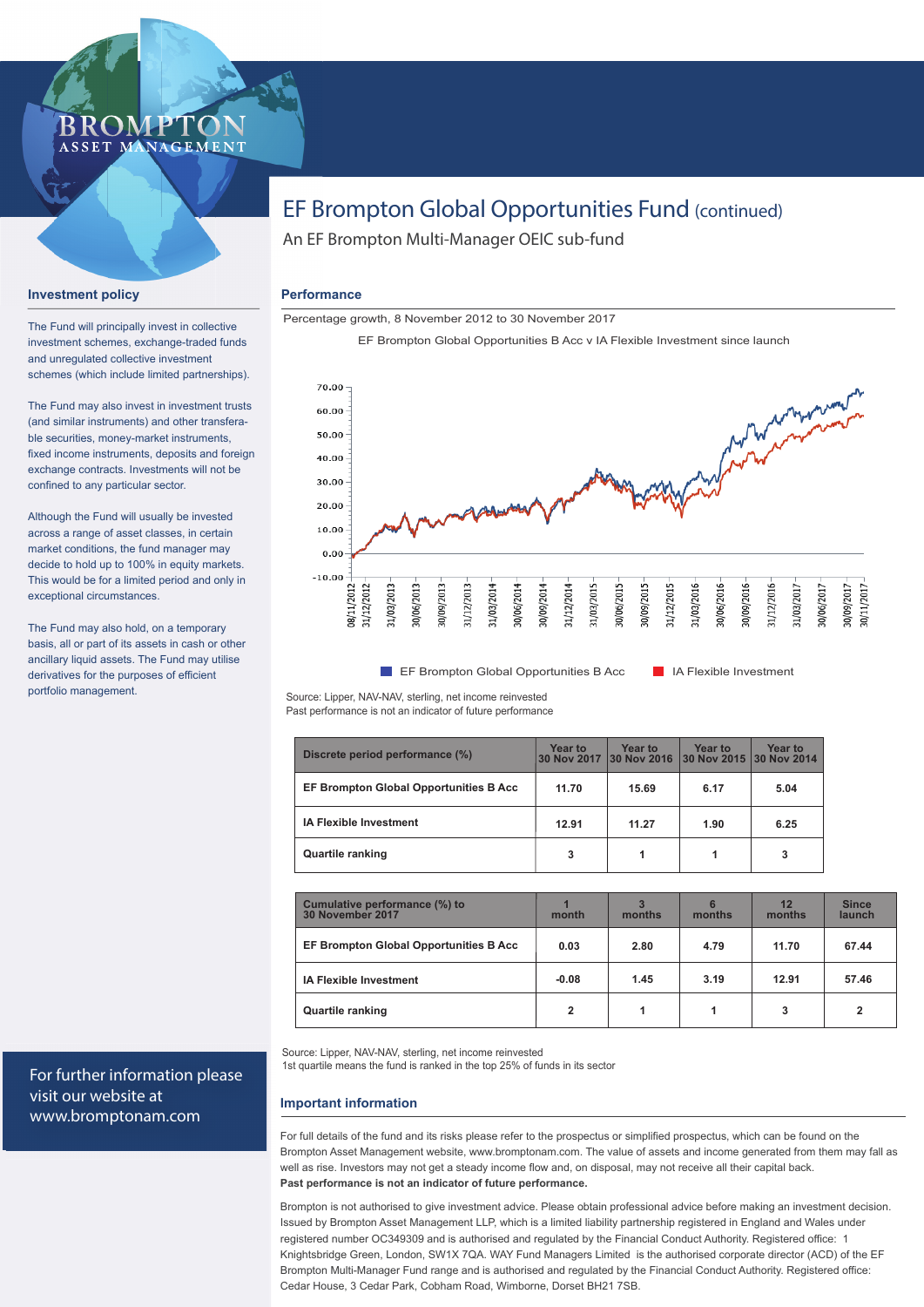# EF Brompton Global Opportunities Fund (continued)

An EF Brompton Multi-Manager OEIC sub-fund

## Investment policy

The Fund will principally invest in collective investment schemes, exchange-traded funds and unregulated collective investment schemes (which include limited partnerships).

The Fund may also invest in investment trusts (and similar instruments) and other transferable securities, money-market instruments, fixed income instruments, deposits and foreign exchange contracts. Investments will not be confined to any particular sector.

Although the Fund will usually be invested across a range of asset classes, in certain market conditions, the fund manager may decide to hold up to 100% in equity markets. This would be for a limited period and only in exceptional circumstances.

The Fund may also hold, on a temporary basis, all or part of its assets in cash or other ancillary liquid assets. The Fund may utilise derivatives for the purposes of efficient portfolio management.

For further information please visit our website at www.bromptonam.com

## Performance

Percentage growth, 8 November 2012 to 30 November 2017

EF Brompton Global Opportunities B Acc v IA Flexible Investment since launch

70.00
60.00
50.00
40.00
30.00
20.00
10.00
0.00
-10.00

08/11/2012 31/12/2012 31/03/2013 30/06/2013 30/09/2013 31/12/2013 31/03/2014 30/06/2014 30/09/2014 31/12/2014 31/03/2015 30/06/2015 30/09/2015 31/12/2015 31/03/2016 30/06/2016 30/09/2016 31/12/2016 31/03/2017 30/06/2017 30/09/2017 30/11/2017

EF Brompton Global Opportunities B Acc
IA Flexible Investment

Source: Lipper, NAV-NAV, sterling, net income reinvested
Past performance is not an indicator of future performance

| Discrete period performance (%) | Year to 30 Nov 2017 | Year to 30 Nov 2016 | Year to 30 Nov 2015 | Year to 30 Nov 2014 |
|---|---|---|---|---|
| EF Brompton Global Opportunities B Acc | 11.70 | 15.69 | 6.17 | 5.04 |
| IA Flexible Investment | 12.91 | 11.27 | 1.90 | 6.25 |
| Quartile ranking | 3 | 1 | 1 | 3 |

| Cumulative performance (%) to 30 November 2017 | 1 month | 3 months | 6 months | 12 months | Since launch |
|---|---|---|---|---|---|
| EF Brompton Global Opportunities B Acc | 0.03 | 2.80 | 4.79 | 11.70 | 67.44 |
| IA Flexible Investment | -0.08 | 1.45 | 3.19 | 12.91 | 57.46 |
| Quartile ranking | 2 | 1 | 1 | 3 | 2 |

Source: Lipper, NAV-NAV, sterling, net income reinvested
1st quartile means the fund is ranked in the top 25% of funds in its sector

## Important information

For full details of the fund and its risks please refer to the prospectus or simplified prospectus, which can be found on the Brompton Asset Management website, www.bromptonam.com. The value of assets and income generated from them may fall as well as rise. Investors may not get a steady income flow and, on disposal, may not receive all their capital back.
**Past performance is not an indicator of future performance.**

Brompton is not authorised to give investment advice. Please obtain professional advice before making an investment decision. Issued by Brompton Asset Management LLP, which is a limited liability partnership registered in England and Wales under registered number OC349309 and is authorised and regulated by the Financial Conduct Authority. Registered office: 1 Knightsbridge Green, London, SW1X 7QA. WAY Fund Managers Limited is the authorised corporate director (ACD) of the EF Brompton Multi-Manager Fund range and is authorised and regulated by the Financial Conduct Authority. Registered office: Cedar House, 3 Cedar Park, Cobham Road, Wimborne, Dorset BH21 7SB.